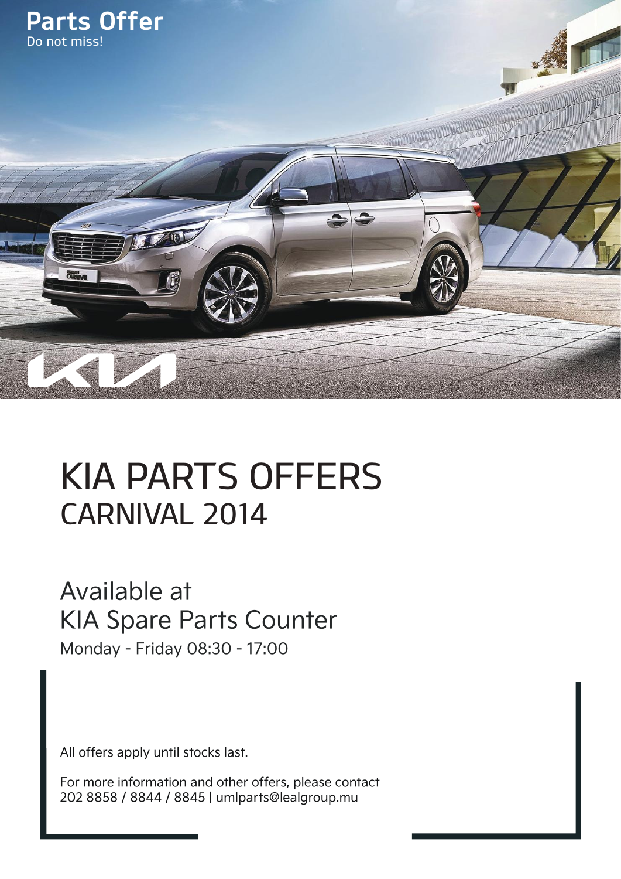**Parts Offer**
Do not miss!

# KIA PARTS OFFERS
## CARNIVAL 2014

Available at
KIA Spare Parts Counter

Monday - Friday 08:30 - 17:00

All offers apply until stocks last.

For more information and other offers, please contact
202 8858 / 8844 / 8845 | umlparts@lealgroup.mu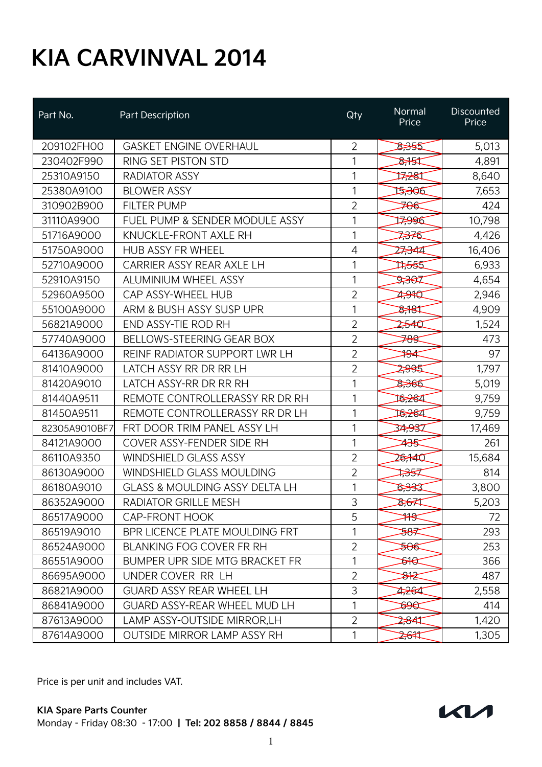# KIA CARVINVAL 2014

| Part No. | Part Description | Qty | Normal Price | Discounted Price |
|---|---|---|---|---|
| 209102FH00 | GASKET ENGINE OVERHAUL | 2 | ~~8,355~~ | 5,013 |
| 230402F990 | RING SET PISTON STD | 1 | ~~8,151~~ | 4,891 |
| 25310A9150 | RADIATOR ASSY | 1 | ~~17,281~~ | 8,640 |
| 25380A9100 | BLOWER ASSY | 1 | ~~15,306~~ | 7,653 |
| 310902B900 | FILTER PUMP | 2 | ~~706~~ | 424 |
| 31110A9900 | FUEL PUMP & SENDER MODULE ASSY | 1 | ~~17,996~~ | 10,798 |
| 51716A9000 | KNUCKLE-FRONT AXLE RH | 1 | ~~7,376~~ | 4,426 |
| 51750A9000 | HUB ASSY FR WHEEL | 4 | ~~27,344~~ | 16,406 |
| 52710A9000 | CARRIER ASSY REAR AXLE LH | 1 | ~~11,555~~ | 6,933 |
| 52910A9150 | ALUMINIUM WHEEL ASSY | 1 | ~~9,307~~ | 4,654 |
| 52960A9500 | CAP ASSY-WHEEL HUB | 2 | ~~4,910~~ | 2,946 |
| 55100A9000 | ARM & BUSH ASSY SUSP UPR | 1 | ~~8,181~~ | 4,909 |
| 56821A9000 | END ASSY-TIE ROD RH | 2 | ~~2,540~~ | 1,524 |
| 57740A9000 | BELLOWS-STEERING GEAR BOX | 2 | ~~789~~ | 473 |
| 64136A9000 | REINF RADIATOR SUPPORT LWR LH | 2 | ~~194~~ | 97 |
| 81410A9000 | LATCH ASSY RR DR RR LH | 2 | ~~2,995~~ | 1,797 |
| 81420A9010 | LATCH ASSY-RR DR RR RH | 1 | ~~8,366~~ | 5,019 |
| 81440A9511 | REMOTE CONTROLLERASSY RR DR RH | 1 | ~~16,264~~ | 9,759 |
| 81450A9511 | REMOTE CONTROLLERASSY RR DR LH | 1 | ~~16,264~~ | 9,759 |
| 82305A9010BF7 | FRT DOOR TRIM PANEL ASSY LH | 1 | ~~34,937~~ | 17,469 |
| 84121A9000 | COVER ASSY-FENDER SIDE RH | 1 | ~~435~~ | 261 |
| 86110A9350 | WINDSHIELD GLASS ASSY | 2 | ~~26,140~~ | 15,684 |
| 86130A9000 | WINDSHIELD GLASS MOULDING | 2 | ~~1,357~~ | 814 |
| 86180A9010 | GLASS & MOULDING ASSY DELTA LH | 1 | ~~6,333~~ | 3,800 |
| 86352A9000 | RADIATOR GRILLE MESH | 3 | ~~8,671~~ | 5,203 |
| 86517A9000 | CAP-FRONT HOOK | 5 | ~~119~~ | 72 |
| 86519A9010 | BPR LICENCE PLATE MOULDING FRT | 1 | ~~587~~ | 293 |
| 86524A9000 | BLANKING FOG COVER FR RH | 2 | ~~506~~ | 253 |
| 86551A9000 | BUMPER UPR SIDE MTG BRACKET FR | 1 | ~~610~~ | 366 |
| 86695A9000 | UNDER COVER RR LH | 2 | ~~812~~ | 487 |
| 86821A9000 | GUARD ASSY REAR WHEEL LH | 3 | ~~4,264~~ | 2,558 |
| 86841A9000 | GUARD ASSY-REAR WHEEL MUD LH | 1 | ~~690~~ | 414 |
| 87613A9000 | LAMP ASSY-OUTSIDE MIRROR,LH | 2 | ~~2,841~~ | 1,420 |
| 87614A9000 | OUTSIDE MIRROR LAMP ASSY RH | 1 | ~~2,611~~ | 1,305 |

Price is per unit and includes VAT.

**KIA Spare Parts Counter**
Monday - Friday 08:30 - 17:00 | **Tel: 202 8858 / 8844 / 8845**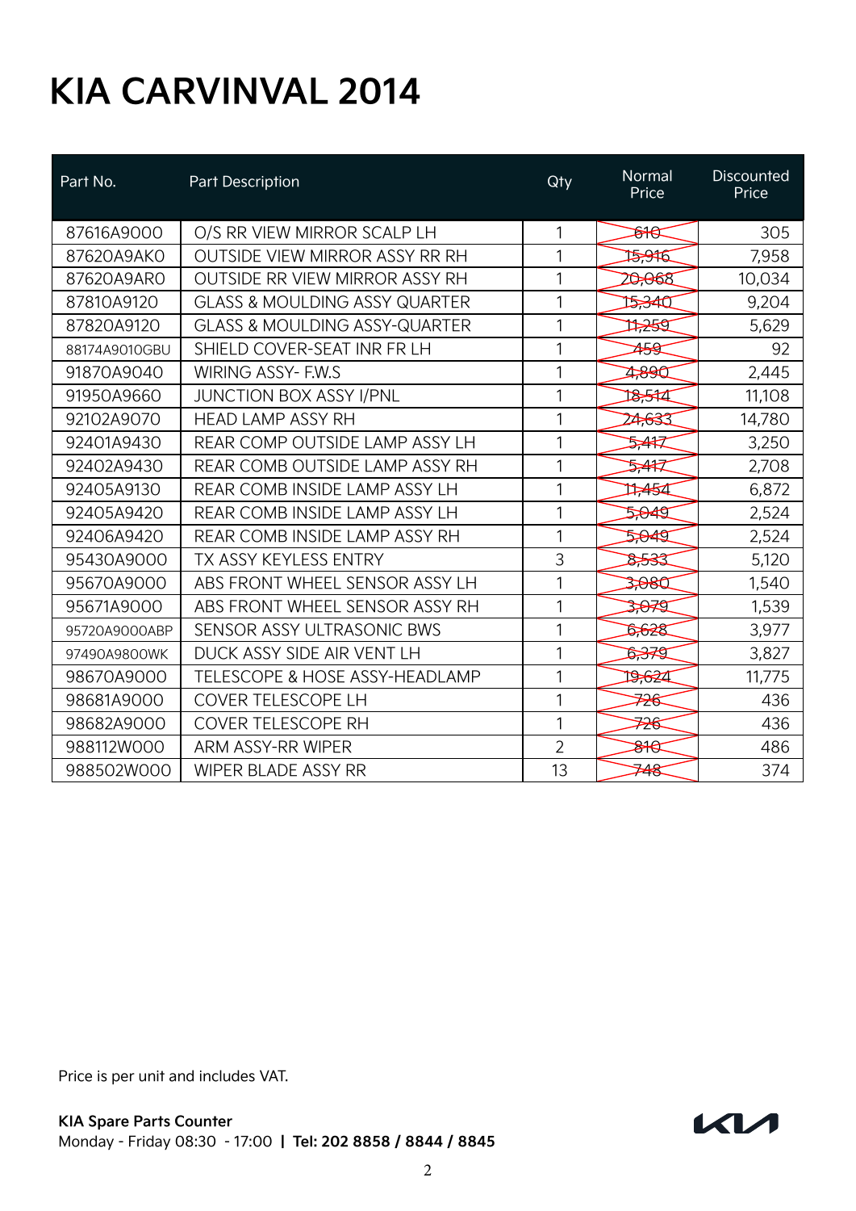# KIA CARVINVAL 2014

| Part No. | Part Description | Qty | Normal Price | Discounted Price |
|---|---|---|---|---|
| 87616A9000 | O/S RR VIEW MIRROR SCALP LH | 1 | ~~610~~ | 305 |
| 87620A9AK0 | OUTSIDE VIEW MIRROR ASSY RR RH | 1 | ~~15,916~~ | 7,958 |
| 87620A9AR0 | OUTSIDE RR VIEW MIRROR ASSY RH | 1 | ~~20,068~~ | 10,034 |
| 87810A9120 | GLASS & MOULDING ASSY QUARTER | 1 | ~~15,340~~ | 9,204 |
| 87820A9120 | GLASS & MOULDING ASSY-QUARTER | 1 | ~~11,259~~ | 5,629 |
| 88174A9010GBU | SHIELD COVER-SEAT INR FR LH | 1 | ~~459~~ | 92 |
| 91870A9040 | WIRING ASSY- F.W.S | 1 | ~~4,890~~ | 2,445 |
| 91950A9660 | JUNCTION BOX ASSY I/PNL | 1 | ~~18,514~~ | 11,108 |
| 92102A9070 | HEAD LAMP ASSY RH | 1 | ~~24,633~~ | 14,780 |
| 92401A9430 | REAR COMP OUTSIDE LAMP ASSY LH | 1 | ~~5,417~~ | 3,250 |
| 92402A9430 | REAR COMB OUTSIDE LAMP ASSY RH | 1 | ~~5,417~~ | 2,708 |
| 92405A9130 | REAR COMB INSIDE LAMP ASSY LH | 1 | ~~11,454~~ | 6,872 |
| 92405A9420 | REAR COMB INSIDE LAMP ASSY LH | 1 | ~~5,049~~ | 2,524 |
| 92406A9420 | REAR COMB INSIDE LAMP ASSY RH | 1 | ~~5,049~~ | 2,524 |
| 95430A9000 | TX ASSY KEYLESS ENTRY | 3 | ~~8,533~~ | 5,120 |
| 95670A9000 | ABS FRONT WHEEL SENSOR ASSY LH | 1 | ~~3,080~~ | 1,540 |
| 95671A9000 | ABS FRONT WHEEL SENSOR ASSY RH | 1 | ~~3,079~~ | 1,539 |
| 95720A9000ABP | SENSOR ASSY ULTRASONIC BWS | 1 | ~~6,628~~ | 3,977 |
| 97490A9800WK | DUCK ASSY SIDE AIR VENT LH | 1 | ~~6,379~~ | 3,827 |
| 98670A9000 | TELESCOPE & HOSE ASSY-HEADLAMP | 1 | ~~19,624~~ | 11,775 |
| 98681A9000 | COVER TELESCOPE LH | 1 | ~~726~~ | 436 |
| 98682A9000 | COVER TELESCOPE RH | 1 | ~~726~~ | 436 |
| 988112W000 | ARM ASSY-RR WIPER | 2 | ~~810~~ | 486 |
| 988502W000 | WIPER BLADE ASSY RR | 13 | ~~748~~ | 374 |

Price is per unit and includes VAT.

**KIA Spare Parts Counter**
Monday - Friday 08:30 - 17:00 **| Tel: 202 8858 / 8844 / 8845**